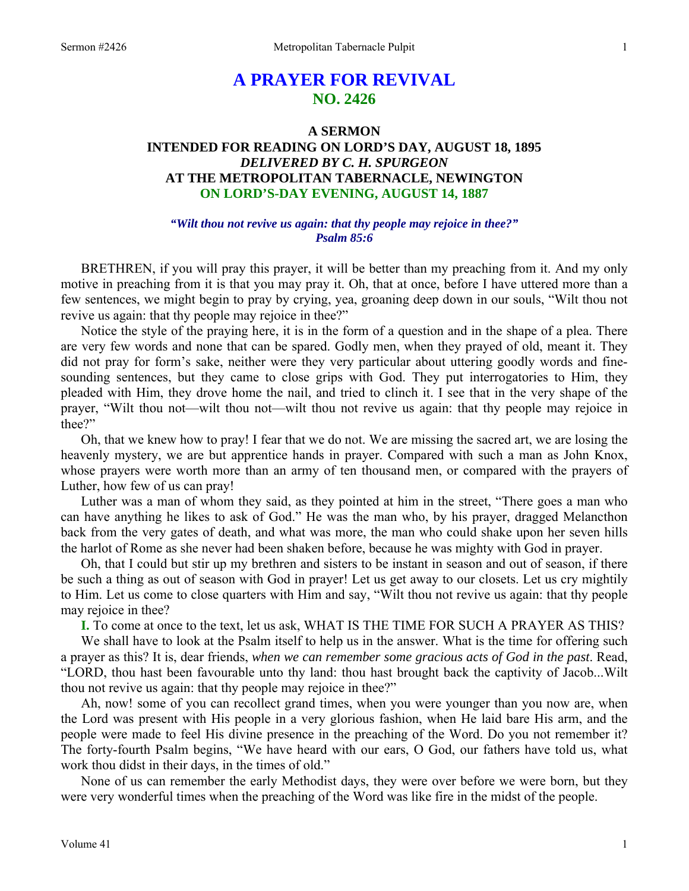# A PRAYER FOR REVIVAL
## NO. 2426

### A SERMON
### INTENDED FOR READING ON LORD'S DAY, AUGUST 18, 1895
### *DELIVERED BY C. H. SPURGEON*
### AT THE METROPOLITAN TABERNACLE, NEWINGTON
### ON LORD'S-DAY EVENING, AUGUST 14, 1887

***"Wilt thou not revive us again: that thy people may rejoice in thee?"***
***Psalm 85:6***

BRETHREN, if you will pray this prayer, it will be better than my preaching from it. And my only motive in preaching from it is that you may pray it. Oh, that at once, before I have uttered more than a few sentences, we might begin to pray by crying, yea, groaning deep down in our souls, "Wilt thou not revive us again: that thy people may rejoice in thee?"

Notice the style of the praying here, it is in the form of a question and in the shape of a plea. There are very few words and none that can be spared. Godly men, when they prayed of old, meant it. They did not pray for form's sake, neither were they very particular about uttering goodly words and fine-sounding sentences, but they came to close grips with God. They put interrogatories to Him, they pleaded with Him, they drove home the nail, and tried to clinch it. I see that in the very shape of the prayer, "Wilt thou not—wilt thou not—wilt thou not revive us again: that thy people may rejoice in thee?"

Oh, that we knew how to pray! I fear that we do not. We are missing the sacred art, we are losing the heavenly mystery, we are but apprentice hands in prayer. Compared with such a man as John Knox, whose prayers were worth more than an army of ten thousand men, or compared with the prayers of Luther, how few of us can pray!

Luther was a man of whom they said, as they pointed at him in the street, "There goes a man who can have anything he likes to ask of God." He was the man who, by his prayer, dragged Melancthon back from the very gates of death, and what was more, the man who could shake upon her seven hills the harlot of Rome as she never had been shaken before, because he was mighty with God in prayer.

Oh, that I could but stir up my brethren and sisters to be instant in season and out of season, if there be such a thing as out of season with God in prayer! Let us get away to our closets. Let us cry mightily to Him. Let us come to close quarters with Him and say, "Wilt thou not revive us again: that thy people may rejoice in thee?

**I.** To come at once to the text, let us ask, WHAT IS THE TIME FOR SUCH A PRAYER AS THIS?

We shall have to look at the Psalm itself to help us in the answer. What is the time for offering such a prayer as this? It is, dear friends, *when we can remember some gracious acts of God in the past*. Read, "LORD, thou hast been favourable unto thy land: thou hast brought back the captivity of Jacob...Wilt thou not revive us again: that thy people may rejoice in thee?"

Ah, now! some of you can recollect grand times, when you were younger than you now are, when the Lord was present with His people in a very glorious fashion, when He laid bare His arm, and the people were made to feel His divine presence in the preaching of the Word. Do you not remember it? The forty-fourth Psalm begins, "We have heard with our ears, O God, our fathers have told us, what work thou didst in their days, in the times of old."

None of us can remember the early Methodist days, they were over before we were born, but they were very wonderful times when the preaching of the Word was like fire in the midst of the people.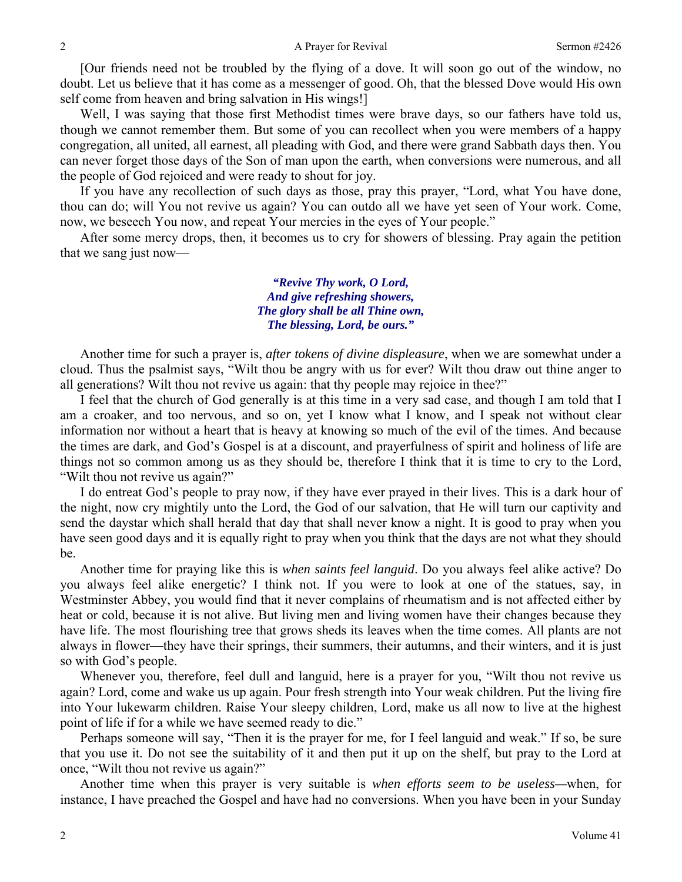[Our friends need not be troubled by the flying of a dove. It will soon go out of the window, no doubt. Let us believe that it has come as a messenger of good. Oh, that the blessed Dove would His own self come from heaven and bring salvation in His wings!]

Well, I was saying that those first Methodist times were brave days, so our fathers have told us, though we cannot remember them. But some of you can recollect when you were members of a happy congregation, all united, all earnest, all pleading with God, and there were grand Sabbath days then. You can never forget those days of the Son of man upon the earth, when conversions were numerous, and all the people of God rejoiced and were ready to shout for joy.

If you have any recollection of such days as those, pray this prayer, "Lord, what You have done, thou can do; will You not revive us again? You can outdo all we have yet seen of Your work. Come, now, we beseech You now, and repeat Your mercies in the eyes of Your people."

After some mercy drops, then, it becomes us to cry for showers of blessing. Pray again the petition that we sang just now—

> ***"Revive Thy work, O Lord,***
> ***And give refreshing showers,***
> ***The glory shall be all Thine own,***
> ***The blessing, Lord, be ours."***

Another time for such a prayer is, *after tokens of divine displeasure*, when we are somewhat under a cloud. Thus the psalmist says, "Wilt thou be angry with us for ever? Wilt thou draw out thine anger to all generations? Wilt thou not revive us again: that thy people may rejoice in thee?"

I feel that the church of God generally is at this time in a very sad case, and though I am told that I am a croaker, and too nervous, and so on, yet I know what I know, and I speak not without clear information nor without a heart that is heavy at knowing so much of the evil of the times. And because the times are dark, and God's Gospel is at a discount, and prayerfulness of spirit and holiness of life are things not so common among us as they should be, therefore I think that it is time to cry to the Lord, "Wilt thou not revive us again?"

I do entreat God's people to pray now, if they have ever prayed in their lives. This is a dark hour of the night, now cry mightily unto the Lord, the God of our salvation, that He will turn our captivity and send the daystar which shall herald that day that shall never know a night. It is good to pray when you have seen good days and it is equally right to pray when you think that the days are not what they should be.

Another time for praying like this is *when saints feel languid*. Do you always feel alike active? Do you always feel alike energetic? I think not. If you were to look at one of the statues, say, in Westminster Abbey, you would find that it never complains of rheumatism and is not affected either by heat or cold, because it is not alive. But living men and living women have their changes because they have life. The most flourishing tree that grows sheds its leaves when the time comes. All plants are not always in flower—they have their springs, their summers, their autumns, and their winters, and it is just so with God's people.

Whenever you, therefore, feel dull and languid, here is a prayer for you, "Wilt thou not revive us again? Lord, come and wake us up again. Pour fresh strength into Your weak children. Put the living fire into Your lukewarm children. Raise Your sleepy children, Lord, make us all now to live at the highest point of life if for a while we have seemed ready to die."

Perhaps someone will say, "Then it is the prayer for me, for I feel languid and weak." If so, be sure that you use it. Do not see the suitability of it and then put it up on the shelf, but pray to the Lord at once, "Wilt thou not revive us again?"

Another time when this prayer is very suitable is *when efforts seem to be useless*—when, for instance, I have preached the Gospel and have had no conversions. When you have been in your Sunday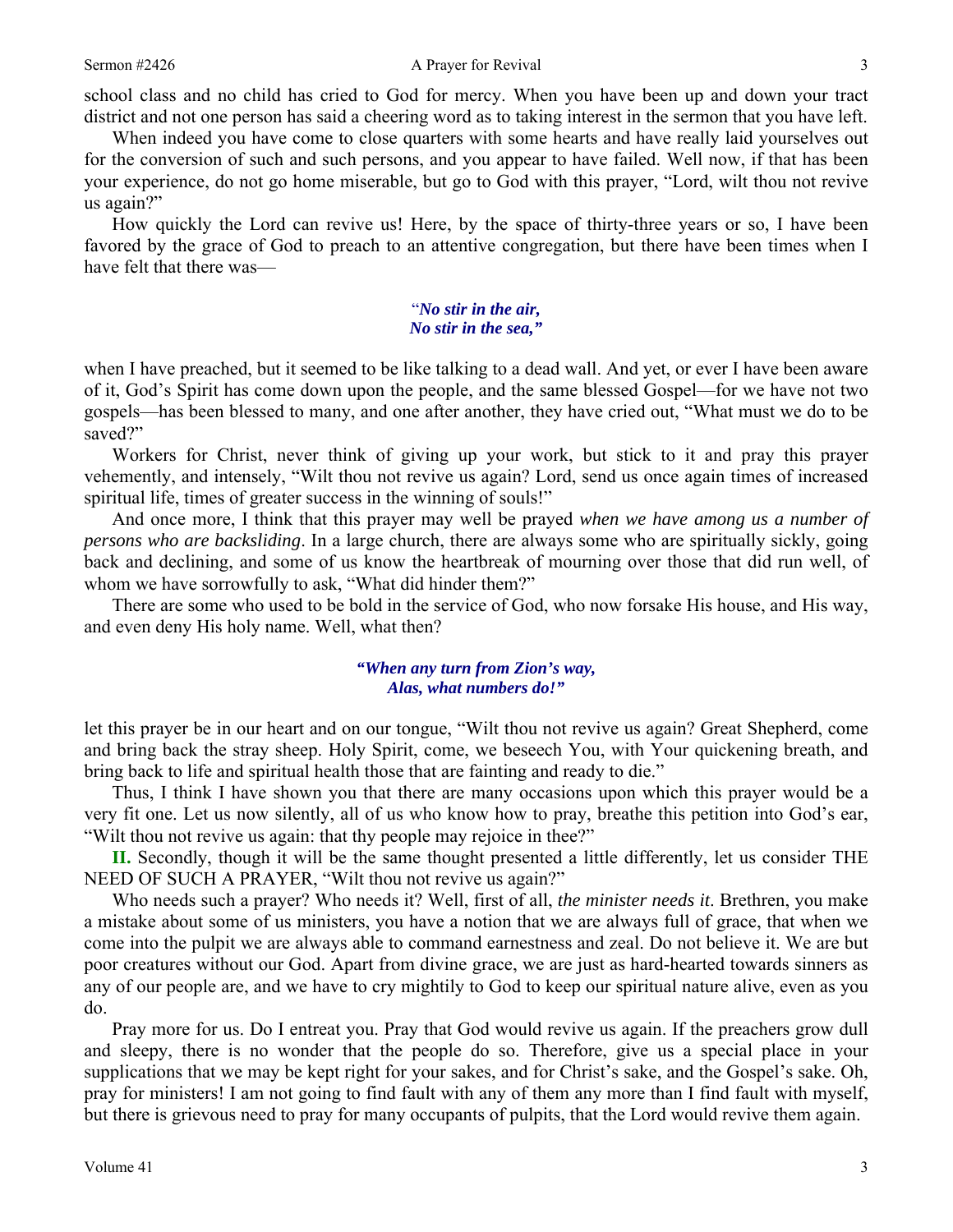school class and no child has cried to God for mercy. When you have been up and down your tract district and not one person has said a cheering word as to taking interest in the sermon that you have left.

When indeed you have come to close quarters with some hearts and have really laid yourselves out for the conversion of such and such persons, and you appear to have failed. Well now, if that has been your experience, do not go home miserable, but go to God with this prayer, "Lord, wilt thou not revive us again?"

How quickly the Lord can revive us! Here, by the space of thirty-three years or so, I have been favored by the grace of God to preach to an attentive congregation, but there have been times when I have felt that there was—

> *"No stir in the air,*
> *No stir in the sea,"*

when I have preached, but it seemed to be like talking to a dead wall. And yet, or ever I have been aware of it, God's Spirit has come down upon the people, and the same blessed Gospel—for we have not two gospels—has been blessed to many, and one after another, they have cried out, "What must we do to be saved?"

Workers for Christ, never think of giving up your work, but stick to it and pray this prayer vehemently, and intensely, "Wilt thou not revive us again? Lord, send us once again times of increased spiritual life, times of greater success in the winning of souls!"

And once more, I think that this prayer may well be prayed *when we have among us a number of persons who are backsliding*. In a large church, there are always some who are spiritually sickly, going back and declining, and some of us know the heartbreak of mourning over those that did run well, of whom we have sorrowfully to ask, "What did hinder them?"

There are some who used to be bold in the service of God, who now forsake His house, and His way, and even deny His holy name. Well, what then?

> ***"When any turn from Zion's way,***
> ***Alas, what numbers do!"***

let this prayer be in our heart and on our tongue, "Wilt thou not revive us again? Great Shepherd, come and bring back the stray sheep. Holy Spirit, come, we beseech You, with Your quickening breath, and bring back to life and spiritual health those that are fainting and ready to die."

Thus, I think I have shown you that there are many occasions upon which this prayer would be a very fit one. Let us now silently, all of us who know how to pray, breathe this petition into God's ear, "Wilt thou not revive us again: that thy people may rejoice in thee?"

**II.** Secondly, though it will be the same thought presented a little differently, let us consider THE NEED OF SUCH A PRAYER, "Wilt thou not revive us again?"

Who needs such a prayer? Who needs it? Well, first of all, *the minister needs it*. Brethren, you make a mistake about some of us ministers, you have a notion that we are always full of grace, that when we come into the pulpit we are always able to command earnestness and zeal. Do not believe it. We are but poor creatures without our God. Apart from divine grace, we are just as hard-hearted towards sinners as any of our people are, and we have to cry mightily to God to keep our spiritual nature alive, even as you do.

Pray more for us. Do I entreat you. Pray that God would revive us again. If the preachers grow dull and sleepy, there is no wonder that the people do so. Therefore, give us a special place in your supplications that we may be kept right for your sakes, and for Christ's sake, and the Gospel's sake. Oh, pray for ministers! I am not going to find fault with any of them any more than I find fault with myself, but there is grievous need to pray for many occupants of pulpits, that the Lord would revive them again.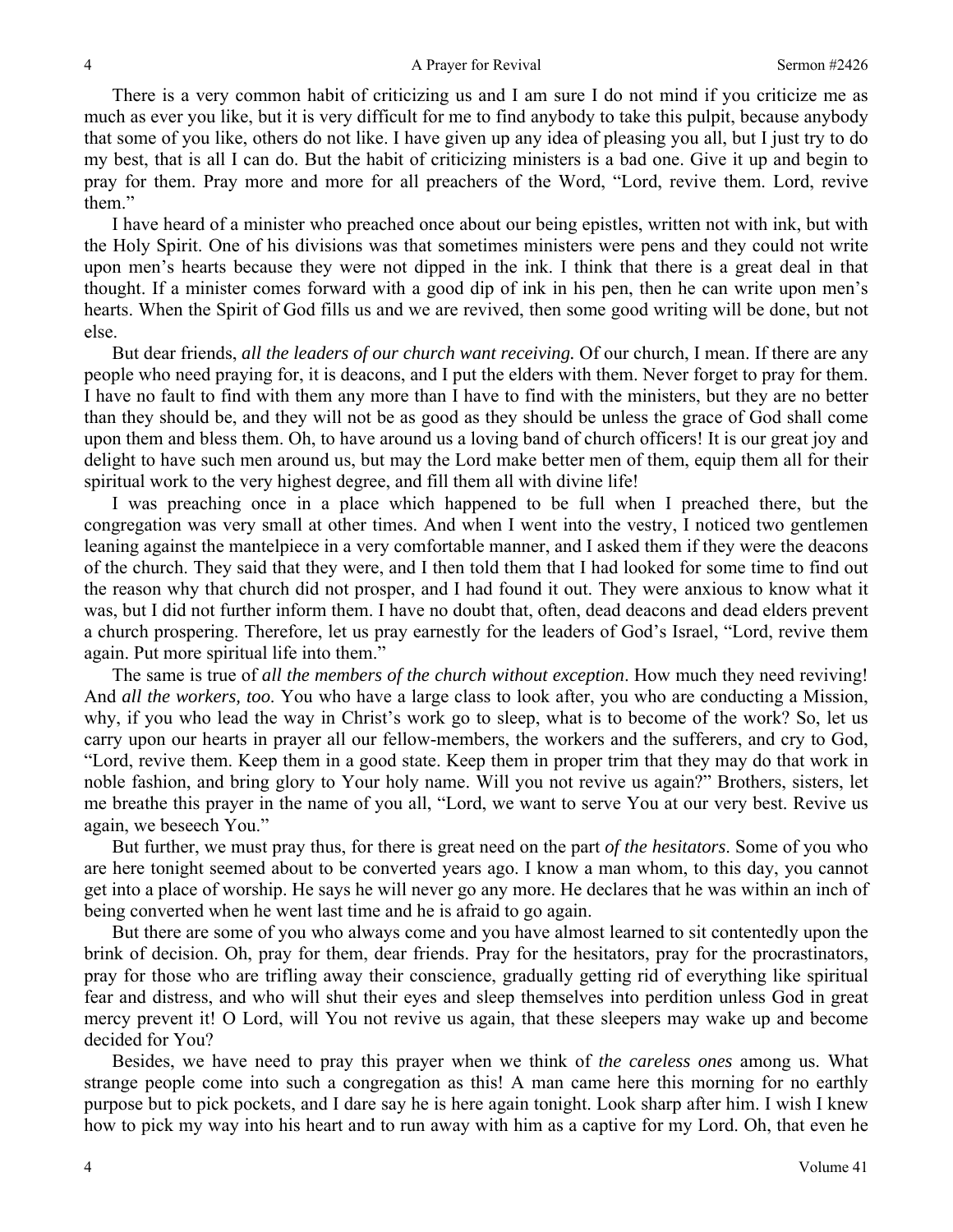There is a very common habit of criticizing us and I am sure I do not mind if you criticize me as much as ever you like, but it is very difficult for me to find anybody to take this pulpit, because anybody that some of you like, others do not like. I have given up any idea of pleasing you all, but I just try to do my best, that is all I can do. But the habit of criticizing ministers is a bad one. Give it up and begin to pray for them. Pray more and more for all preachers of the Word, "Lord, revive them. Lord, revive them."

I have heard of a minister who preached once about our being epistles, written not with ink, but with the Holy Spirit. One of his divisions was that sometimes ministers were pens and they could not write upon men's hearts because they were not dipped in the ink. I think that there is a great deal in that thought. If a minister comes forward with a good dip of ink in his pen, then he can write upon men's hearts. When the Spirit of God fills us and we are revived, then some good writing will be done, but not else.

But dear friends, *all the leaders of our church want receiving.* Of our church, I mean. If there are any people who need praying for, it is deacons, and I put the elders with them. Never forget to pray for them. I have no fault to find with them any more than I have to find with the ministers, but they are no better than they should be, and they will not be as good as they should be unless the grace of God shall come upon them and bless them. Oh, to have around us a loving band of church officers! It is our great joy and delight to have such men around us, but may the Lord make better men of them, equip them all for their spiritual work to the very highest degree, and fill them all with divine life!

I was preaching once in a place which happened to be full when I preached there, but the congregation was very small at other times. And when I went into the vestry, I noticed two gentlemen leaning against the mantelpiece in a very comfortable manner, and I asked them if they were the deacons of the church. They said that they were, and I then told them that I had looked for some time to find out the reason why that church did not prosper, and I had found it out. They were anxious to know what it was, but I did not further inform them. I have no doubt that, often, dead deacons and dead elders prevent a church prospering. Therefore, let us pray earnestly for the leaders of God's Israel, "Lord, revive them again. Put more spiritual life into them."

The same is true of *all the members of the church without exception*. How much they need reviving! And *all the workers, too*. You who have a large class to look after, you who are conducting a Mission, why, if you who lead the way in Christ's work go to sleep, what is to become of the work? So, let us carry upon our hearts in prayer all our fellow-members, the workers and the sufferers, and cry to God, "Lord, revive them. Keep them in a good state. Keep them in proper trim that they may do that work in noble fashion, and bring glory to Your holy name. Will you not revive us again?" Brothers, sisters, let me breathe this prayer in the name of you all, "Lord, we want to serve You at our very best. Revive us again, we beseech You."

But further, we must pray thus, for there is great need on the part *of the hesitators*. Some of you who are here tonight seemed about to be converted years ago. I know a man whom, to this day, you cannot get into a place of worship. He says he will never go any more. He declares that he was within an inch of being converted when he went last time and he is afraid to go again.

But there are some of you who always come and you have almost learned to sit contentedly upon the brink of decision. Oh, pray for them, dear friends. Pray for the hesitators, pray for the procrastinators, pray for those who are trifling away their conscience, gradually getting rid of everything like spiritual fear and distress, and who will shut their eyes and sleep themselves into perdition unless God in great mercy prevent it! O Lord, will You not revive us again, that these sleepers may wake up and become decided for You?

Besides, we have need to pray this prayer when we think of *the careless ones* among us. What strange people come into such a congregation as this! A man came here this morning for no earthly purpose but to pick pockets, and I dare say he is here again tonight. Look sharp after him. I wish I knew how to pick my way into his heart and to run away with him as a captive for my Lord. Oh, that even he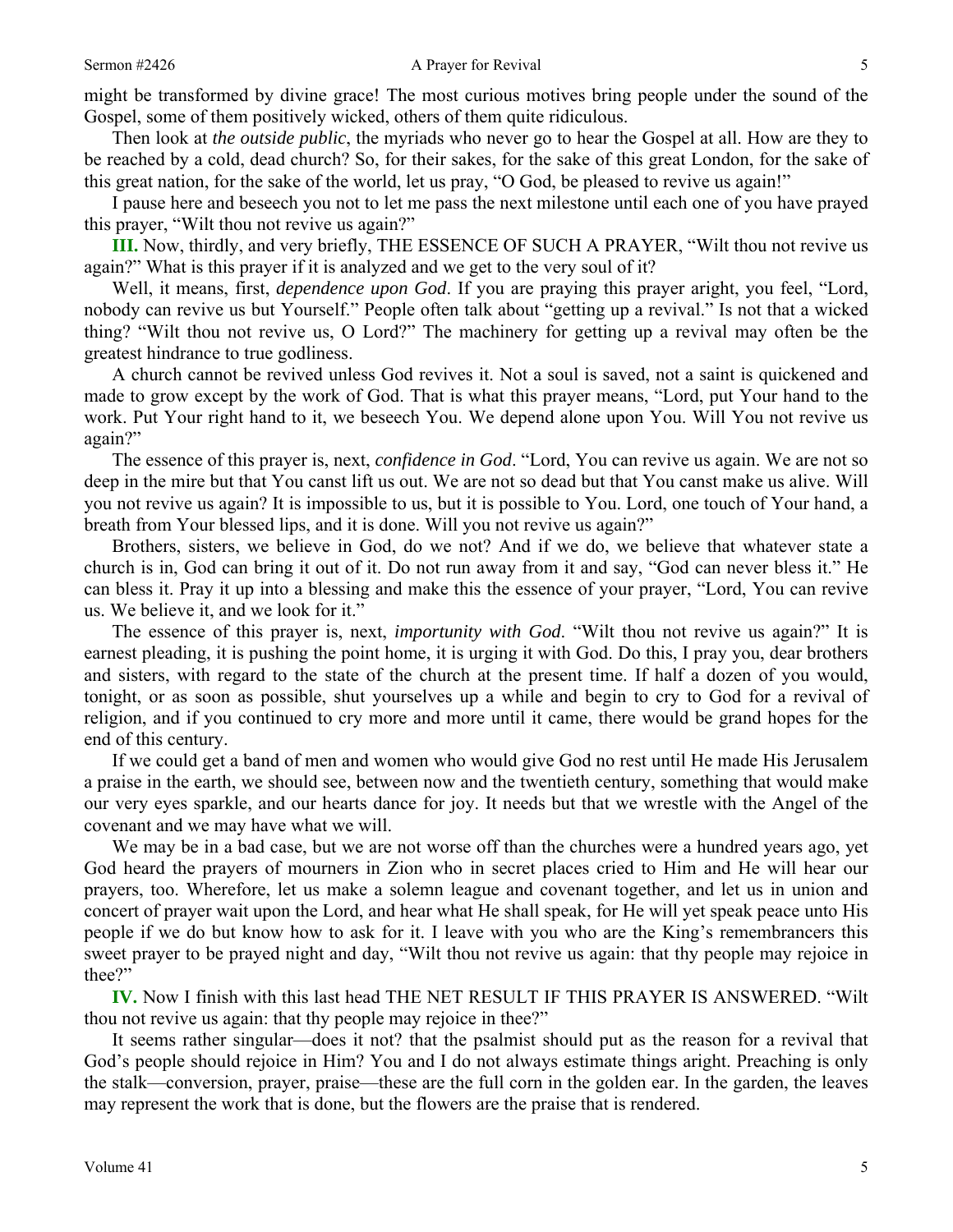might be transformed by divine grace! The most curious motives bring people under the sound of the Gospel, some of them positively wicked, others of them quite ridiculous.

Then look at *the outside public*, the myriads who never go to hear the Gospel at all. How are they to be reached by a cold, dead church? So, for their sakes, for the sake of this great London, for the sake of this great nation, for the sake of the world, let us pray, "O God, be pleased to revive us again!"

I pause here and beseech you not to let me pass the next milestone until each one of you have prayed this prayer, "Wilt thou not revive us again?"

**III.** Now, thirdly, and very briefly, THE ESSENCE OF SUCH A PRAYER, "Wilt thou not revive us again?" What is this prayer if it is analyzed and we get to the very soul of it?

Well, it means, first, *dependence upon God*. If you are praying this prayer aright, you feel, "Lord, nobody can revive us but Yourself." People often talk about "getting up a revival." Is not that a wicked thing? "Wilt thou not revive us, O Lord?" The machinery for getting up a revival may often be the greatest hindrance to true godliness.

A church cannot be revived unless God revives it. Not a soul is saved, not a saint is quickened and made to grow except by the work of God. That is what this prayer means, "Lord, put Your hand to the work. Put Your right hand to it, we beseech You. We depend alone upon You. Will You not revive us again?"

The essence of this prayer is, next, *confidence in God*. "Lord, You can revive us again. We are not so deep in the mire but that You canst lift us out. We are not so dead but that You canst make us alive. Will you not revive us again? It is impossible to us, but it is possible to You. Lord, one touch of Your hand, a breath from Your blessed lips, and it is done. Will you not revive us again?"

Brothers, sisters, we believe in God, do we not? And if we do, we believe that whatever state a church is in, God can bring it out of it. Do not run away from it and say, "God can never bless it." He can bless it. Pray it up into a blessing and make this the essence of your prayer, "Lord, You can revive us. We believe it, and we look for it."

The essence of this prayer is, next, *importunity with God*. "Wilt thou not revive us again?" It is earnest pleading, it is pushing the point home, it is urging it with God. Do this, I pray you, dear brothers and sisters, with regard to the state of the church at the present time. If half a dozen of you would, tonight, or as soon as possible, shut yourselves up a while and begin to cry to God for a revival of religion, and if you continued to cry more and more until it came, there would be grand hopes for the end of this century.

If we could get a band of men and women who would give God no rest until He made His Jerusalem a praise in the earth, we should see, between now and the twentieth century, something that would make our very eyes sparkle, and our hearts dance for joy. It needs but that we wrestle with the Angel of the covenant and we may have what we will.

We may be in a bad case, but we are not worse off than the churches were a hundred years ago, yet God heard the prayers of mourners in Zion who in secret places cried to Him and He will hear our prayers, too. Wherefore, let us make a solemn league and covenant together, and let us in union and concert of prayer wait upon the Lord, and hear what He shall speak, for He will yet speak peace unto His people if we do but know how to ask for it. I leave with you who are the King's remembrancers this sweet prayer to be prayed night and day, "Wilt thou not revive us again: that thy people may rejoice in thee?"

**IV.** Now I finish with this last head THE NET RESULT IF THIS PRAYER IS ANSWERED. "Wilt thou not revive us again: that thy people may rejoice in thee?"

It seems rather singular—does it not? that the psalmist should put as the reason for a revival that God's people should rejoice in Him? You and I do not always estimate things aright. Preaching is only the stalk—conversion, prayer, praise—these are the full corn in the golden ear. In the garden, the leaves may represent the work that is done, but the flowers are the praise that is rendered.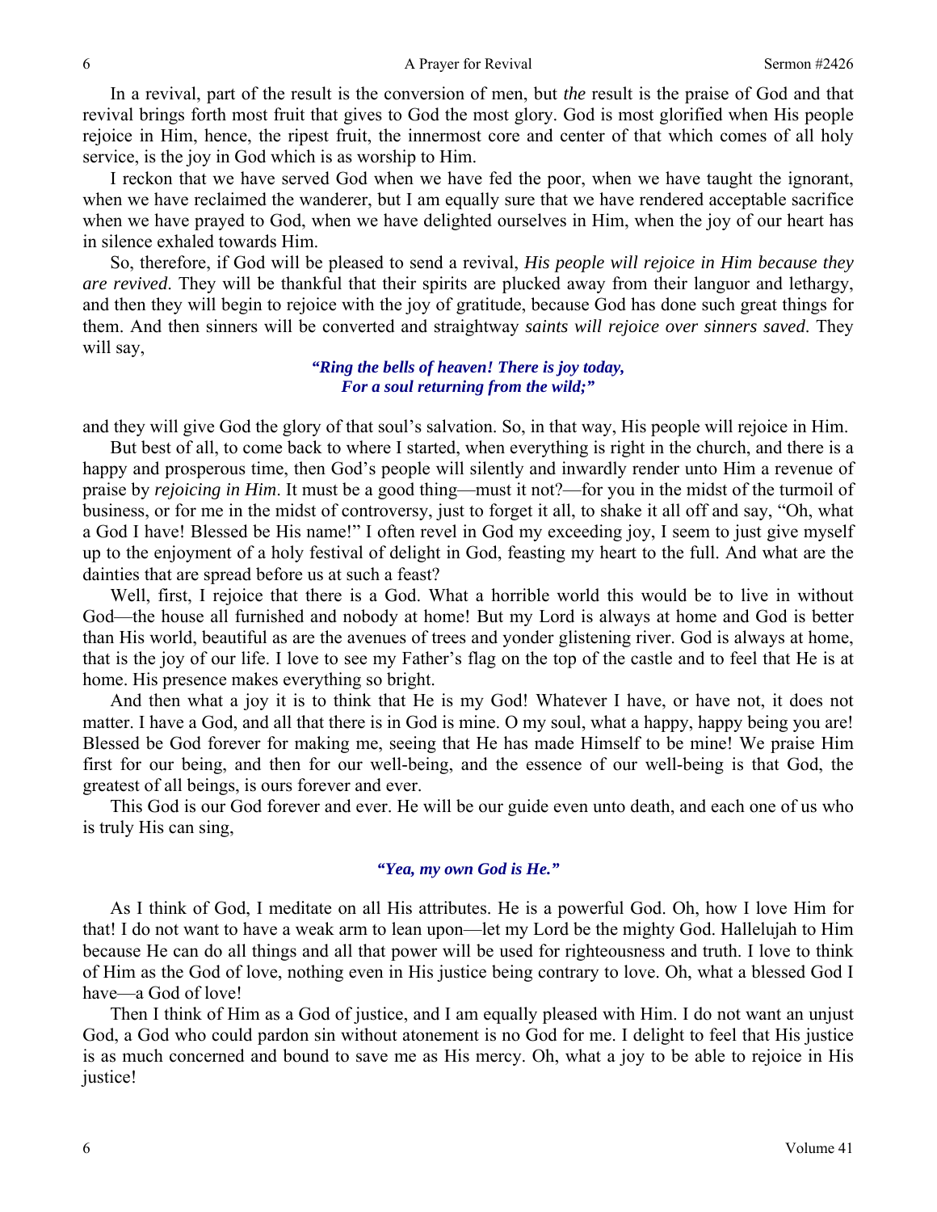In a revival, part of the result is the conversion of men, but *the* result is the praise of God and that revival brings forth most fruit that gives to God the most glory. God is most glorified when His people rejoice in Him, hence, the ripest fruit, the innermost core and center of that which comes of all holy service, is the joy in God which is as worship to Him.

I reckon that we have served God when we have fed the poor, when we have taught the ignorant, when we have reclaimed the wanderer, but I am equally sure that we have rendered acceptable sacrifice when we have prayed to God, when we have delighted ourselves in Him, when the joy of our heart has in silence exhaled towards Him.

So, therefore, if God will be pleased to send a revival, *His people will rejoice in Him because they are revived*. They will be thankful that their spirits are plucked away from their languor and lethargy, and then they will begin to rejoice with the joy of gratitude, because God has done such great things for them. And then sinners will be converted and straightway *saints will rejoice over sinners saved*. They will say,

> ***"Ring the bells of heaven! There is joy today,***
> ***For a soul returning from the wild;"***

and they will give God the glory of that soul's salvation. So, in that way, His people will rejoice in Him.

But best of all, to come back to where I started, when everything is right in the church, and there is a happy and prosperous time, then God's people will silently and inwardly render unto Him a revenue of praise by *rejoicing in Him*. It must be a good thing—must it not?—for you in the midst of the turmoil of business, or for me in the midst of controversy, just to forget it all, to shake it all off and say, "Oh, what a God I have! Blessed be His name!" I often revel in God my exceeding joy, I seem to just give myself up to the enjoyment of a holy festival of delight in God, feasting my heart to the full. And what are the dainties that are spread before us at such a feast?

Well, first, I rejoice that there is a God. What a horrible world this would be to live in without God—the house all furnished and nobody at home! But my Lord is always at home and God is better than His world, beautiful as are the avenues of trees and yonder glistening river. God is always at home, that is the joy of our life. I love to see my Father's flag on the top of the castle and to feel that He is at home. His presence makes everything so bright.

And then what a joy it is to think that He is my God! Whatever I have, or have not, it does not matter. I have a God, and all that there is in God is mine. O my soul, what a happy, happy being you are! Blessed be God forever for making me, seeing that He has made Himself to be mine! We praise Him first for our being, and then for our well-being, and the essence of our well-being is that God, the greatest of all beings, is ours forever and ever.

This God is our God forever and ever. He will be our guide even unto death, and each one of us who is truly His can sing,

> ***"Yea, my own God is He."***

As I think of God, I meditate on all His attributes. He is a powerful God. Oh, how I love Him for that! I do not want to have a weak arm to lean upon—let my Lord be the mighty God. Hallelujah to Him because He can do all things and all that power will be used for righteousness and truth. I love to think of Him as the God of love, nothing even in His justice being contrary to love. Oh, what a blessed God I have—a God of love!

Then I think of Him as a God of justice, and I am equally pleased with Him. I do not want an unjust God, a God who could pardon sin without atonement is no God for me. I delight to feel that His justice is as much concerned and bound to save me as His mercy. Oh, what a joy to be able to rejoice in His justice!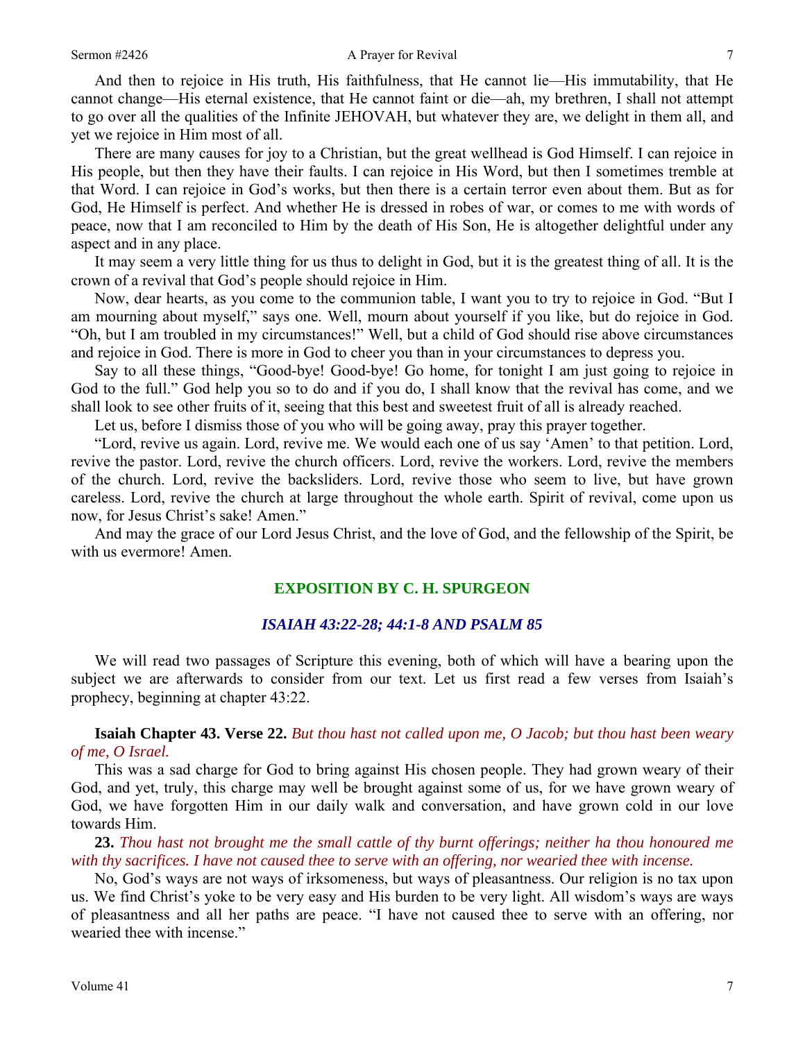And then to rejoice in His truth, His faithfulness, that He cannot lie—His immutability, that He cannot change—His eternal existence, that He cannot faint or die—ah, my brethren, I shall not attempt to go over all the qualities of the Infinite JEHOVAH, but whatever they are, we delight in them all, and yet we rejoice in Him most of all.

There are many causes for joy to a Christian, but the great wellhead is God Himself. I can rejoice in His people, but then they have their faults. I can rejoice in His Word, but then I sometimes tremble at that Word. I can rejoice in God's works, but then there is a certain terror even about them. But as for God, He Himself is perfect. And whether He is dressed in robes of war, or comes to me with words of peace, now that I am reconciled to Him by the death of His Son, He is altogether delightful under any aspect and in any place.

It may seem a very little thing for us thus to delight in God, but it is the greatest thing of all. It is the crown of a revival that God's people should rejoice in Him.

Now, dear hearts, as you come to the communion table, I want you to try to rejoice in God. "But I am mourning about myself," says one. Well, mourn about yourself if you like, but do rejoice in God. "Oh, but I am troubled in my circumstances!" Well, but a child of God should rise above circumstances and rejoice in God. There is more in God to cheer you than in your circumstances to depress you.

Say to all these things, "Good-bye! Good-bye! Go home, for tonight I am just going to rejoice in God to the full." God help you so to do and if you do, I shall know that the revival has come, and we shall look to see other fruits of it, seeing that this best and sweetest fruit of all is already reached.

Let us, before I dismiss those of you who will be going away, pray this prayer together.

"Lord, revive us again. Lord, revive me. We would each one of us say 'Amen' to that petition. Lord, revive the pastor. Lord, revive the church officers. Lord, revive the workers. Lord, revive the members of the church. Lord, revive the backsliders. Lord, revive those who seem to live, but have grown careless. Lord, revive the church at large throughout the whole earth. Spirit of revival, come upon us now, for Jesus Christ's sake! Amen."

And may the grace of our Lord Jesus Christ, and the love of God, and the fellowship of the Spirit, be with us evermore! Amen.

## EXPOSITION BY C. H. SPURGEON

### *ISAIAH 43:22-28; 44:1-8 AND PSALM 85*

We will read two passages of Scripture this evening, both of which will have a bearing upon the subject we are afterwards to consider from our text. Let us first read a few verses from Isaiah's prophecy, beginning at chapter 43:22.

**Isaiah Chapter 43. Verse 22.** *But thou hast not called upon me, O Jacob; but thou hast been weary of me, O Israel.*

This was a sad charge for God to bring against His chosen people. They had grown weary of their God, and yet, truly, this charge may well be brought against some of us, for we have grown weary of God, we have forgotten Him in our daily walk and conversation, and have grown cold in our love towards Him.

**23.** *Thou hast not brought me the small cattle of thy burnt offerings; neither ha thou honoured me with thy sacrifices. I have not caused thee to serve with an offering, nor wearied thee with incense.*

No, God's ways are not ways of irksomeness, but ways of pleasantness. Our religion is no tax upon us. We find Christ's yoke to be very easy and His burden to be very light. All wisdom's ways are ways of pleasantness and all her paths are peace. "I have not caused thee to serve with an offering, nor wearied thee with incense."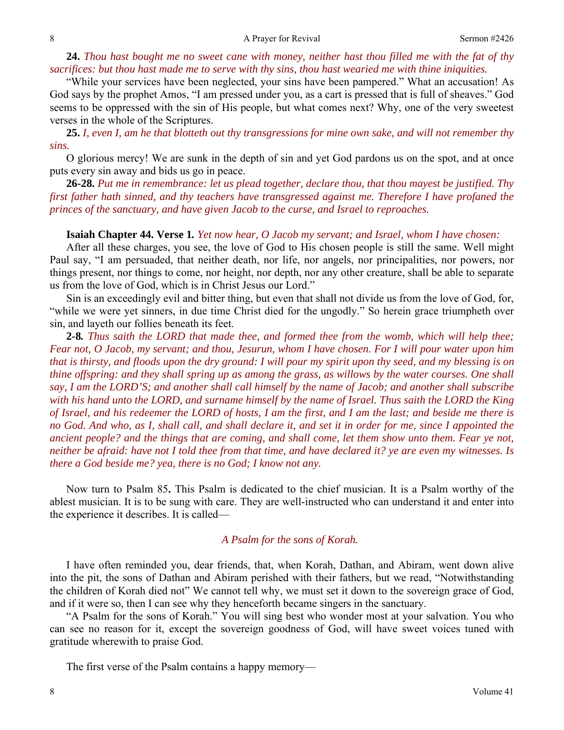**24.** *Thou hast bought me no sweet cane with money, neither hast thou filled me with the fat of thy sacrifices: but thou hast made me to serve with thy sins, thou hast wearied me with thine iniquities.*

"While your services have been neglected, your sins have been pampered." What an accusation! As God says by the prophet Amos, "I am pressed under you, as a cart is pressed that is full of sheaves." God seems to be oppressed with the sin of His people, but what comes next? Why, one of the very sweetest verses in the whole of the Scriptures.

**25.** *I, even I, am he that blotteth out thy transgressions for mine own sake, and will not remember thy sins.*

O glorious mercy! We are sunk in the depth of sin and yet God pardons us on the spot, and at once puts every sin away and bids us go in peace.

**26-28.** *Put me in remembrance: let us plead together, declare thou, that thou mayest be justified. Thy first father hath sinned, and thy teachers have transgressed against me. Therefore I have profaned the princes of the sanctuary, and have given Jacob to the curse, and Israel to reproaches.*

**Isaiah Chapter 44. Verse 1.** *Yet now hear, O Jacob my servant; and Israel, whom I have chosen:*

After all these charges, you see, the love of God to His chosen people is still the same. Well might Paul say, "I am persuaded, that neither death, nor life, nor angels, nor principalities, nor powers, nor things present, nor things to come, nor height, nor depth, nor any other creature, shall be able to separate us from the love of God, which is in Christ Jesus our Lord."

Sin is an exceedingly evil and bitter thing, but even that shall not divide us from the love of God, for, "while we were yet sinners, in due time Christ died for the ungodly." So herein grace triumpheth over sin, and layeth our follies beneath its feet.

**2-8.** *Thus saith the LORD that made thee, and formed thee from the womb, which will help thee; Fear not, O Jacob, my servant; and thou, Jesurun, whom I have chosen. For I will pour water upon him that is thirsty, and floods upon the dry ground: I will pour my spirit upon thy seed, and my blessing is on thine offspring: and they shall spring up as among the grass, as willows by the water courses. One shall say, I am the LORD'S; and another shall call himself by the name of Jacob; and another shall subscribe with his hand unto the LORD, and surname himself by the name of Israel. Thus saith the LORD the King of Israel, and his redeemer the LORD of hosts, I am the first, and I am the last; and beside me there is no God. And who, as I, shall call, and shall declare it, and set it in order for me, since I appointed the ancient people? and the things that are coming, and shall come, let them show unto them. Fear ye not, neither be afraid: have not I told thee from that time, and have declared it? ye are even my witnesses. Is there a God beside me? yea, there is no God; I know not any.*

Now turn to Psalm 85**.** This Psalm is dedicated to the chief musician. It is a Psalm worthy of the ablest musician. It is to be sung with care. They are well-instructed who can understand it and enter into the experience it describes. It is called—

*A Psalm for the sons of Korah.*

I have often reminded you, dear friends, that, when Korah, Dathan, and Abiram, went down alive into the pit, the sons of Dathan and Abiram perished with their fathers, but we read, "Notwithstanding the children of Korah died not" We cannot tell why, we must set it down to the sovereign grace of God, and if it were so, then I can see why they henceforth became singers in the sanctuary.

"A Psalm for the sons of Korah." You will sing best who wonder most at your salvation. You who can see no reason for it, except the sovereign goodness of God, will have sweet voices tuned with gratitude wherewith to praise God.

The first verse of the Psalm contains a happy memory—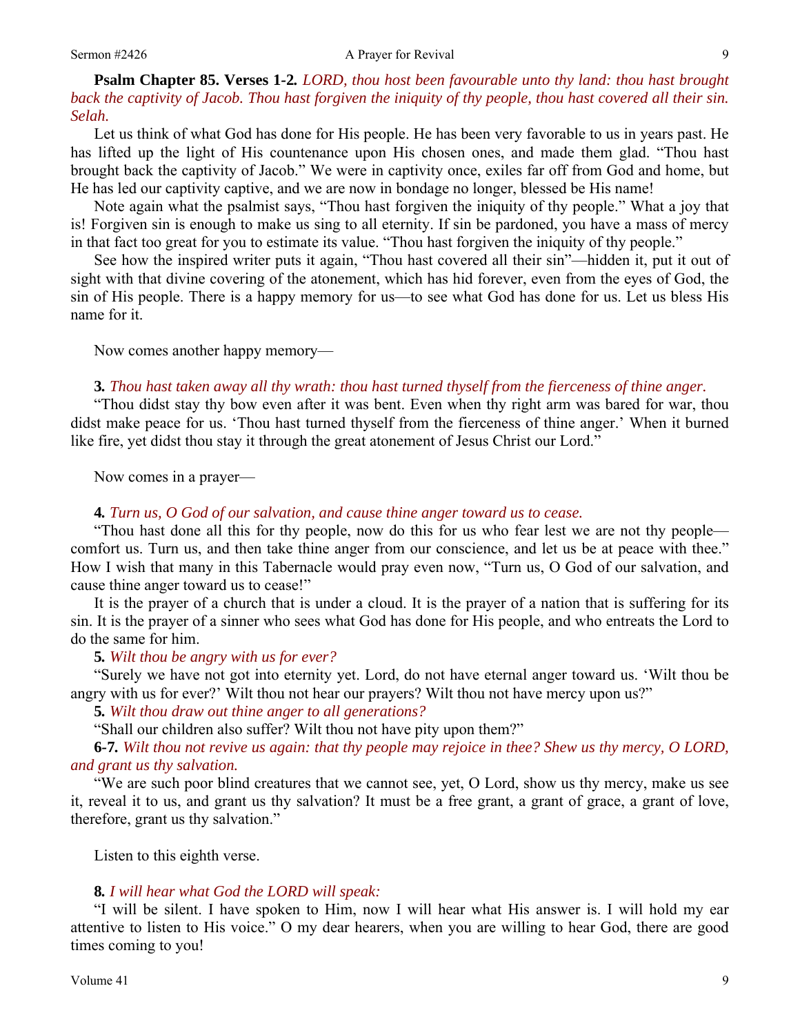**Psalm Chapter 85. Verses 1-2.** *LORD, thou host been favourable unto thy land: thou hast brought back the captivity of Jacob. Thou hast forgiven the iniquity of thy people, thou hast covered all their sin. Selah.*

Let us think of what God has done for His people. He has been very favorable to us in years past. He has lifted up the light of His countenance upon His chosen ones, and made them glad. "Thou hast brought back the captivity of Jacob." We were in captivity once, exiles far off from God and home, but He has led our captivity captive, and we are now in bondage no longer, blessed be His name!

Note again what the psalmist says, "Thou hast forgiven the iniquity of thy people." What a joy that is! Forgiven sin is enough to make us sing to all eternity. If sin be pardoned, you have a mass of mercy in that fact too great for you to estimate its value. "Thou hast forgiven the iniquity of thy people."

See how the inspired writer puts it again, "Thou hast covered all their sin"—hidden it, put it out of sight with that divine covering of the atonement, which has hid forever, even from the eyes of God, the sin of His people. There is a happy memory for us—to see what God has done for us. Let us bless His name for it.

Now comes another happy memory—

**3.** *Thou hast taken away all thy wrath: thou hast turned thyself from the fierceness of thine anger.*

"Thou didst stay thy bow even after it was bent. Even when thy right arm was bared for war, thou didst make peace for us. 'Thou hast turned thyself from the fierceness of thine anger.' When it burned like fire, yet didst thou stay it through the great atonement of Jesus Christ our Lord."

Now comes in a prayer—

**4.** *Turn us, O God of our salvation, and cause thine anger toward us to cease.*

"Thou hast done all this for thy people, now do this for us who fear lest we are not thy people—comfort us. Turn us, and then take thine anger from our conscience, and let us be at peace with thee." How I wish that many in this Tabernacle would pray even now, "Turn us, O God of our salvation, and cause thine anger toward us to cease!"

It is the prayer of a church that is under a cloud. It is the prayer of a nation that is suffering for its sin. It is the prayer of a sinner who sees what God has done for His people, and who entreats the Lord to do the same for him.

**5.** *Wilt thou be angry with us for ever?*

"Surely we have not got into eternity yet. Lord, do not have eternal anger toward us. 'Wilt thou be angry with us for ever?' Wilt thou not hear our prayers? Wilt thou not have mercy upon us?"

**5.** *Wilt thou draw out thine anger to all generations?*

"Shall our children also suffer? Wilt thou not have pity upon them?"

**6-7.** *Wilt thou not revive us again: that thy people may rejoice in thee? Shew us thy mercy, O LORD, and grant us thy salvation.*

"We are such poor blind creatures that we cannot see, yet, O Lord, show us thy mercy, make us see it, reveal it to us, and grant us thy salvation? It must be a free grant, a grant of grace, a grant of love, therefore, grant us thy salvation."

Listen to this eighth verse.

**8.** *I will hear what God the LORD will speak:*

"I will be silent. I have spoken to Him, now I will hear what His answer is. I will hold my ear attentive to listen to His voice." O my dear hearers, when you are willing to hear God, there are good times coming to you!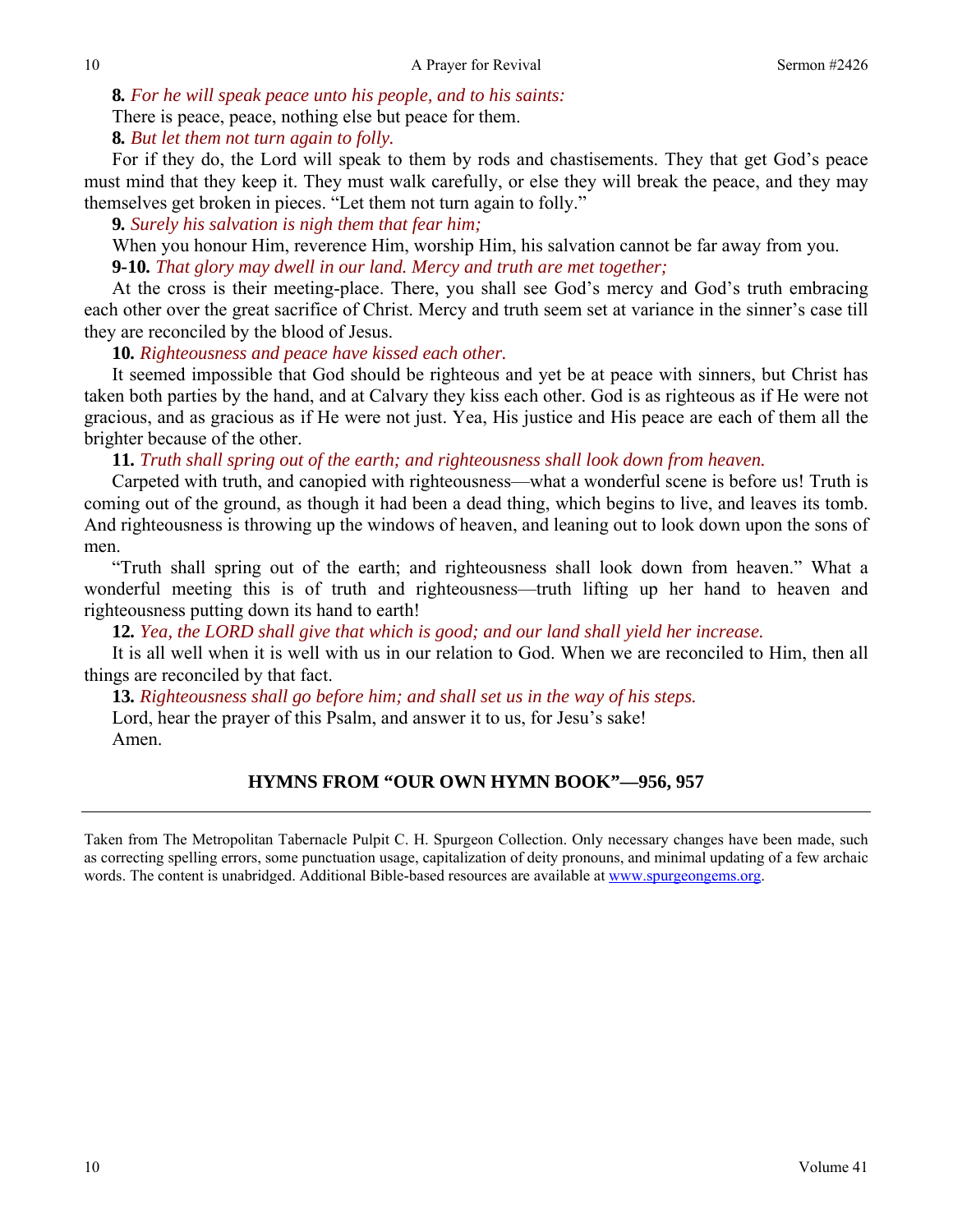**8.** *For he will speak peace unto his people, and to his saints:*

There is peace, peace, nothing else but peace for them.

**8.** *But let them not turn again to folly.*

For if they do, the Lord will speak to them by rods and chastisements. They that get God's peace must mind that they keep it. They must walk carefully, or else they will break the peace, and they may themselves get broken in pieces. "Let them not turn again to folly."

**9.** *Surely his salvation is nigh them that fear him;*

When you honour Him, reverence Him, worship Him, his salvation cannot be far away from you.

**9-10.** *That glory may dwell in our land. Mercy and truth are met together;*

At the cross is their meeting-place. There, you shall see God's mercy and God's truth embracing each other over the great sacrifice of Christ. Mercy and truth seem set at variance in the sinner's case till they are reconciled by the blood of Jesus.

**10.** *Righteousness and peace have kissed each other.*

It seemed impossible that God should be righteous and yet be at peace with sinners, but Christ has taken both parties by the hand, and at Calvary they kiss each other. God is as righteous as if He were not gracious, and as gracious as if He were not just. Yea, His justice and His peace are each of them all the brighter because of the other.

**11.** *Truth shall spring out of the earth; and righteousness shall look down from heaven.*

Carpeted with truth, and canopied with righteousness—what a wonderful scene is before us! Truth is coming out of the ground, as though it had been a dead thing, which begins to live, and leaves its tomb. And righteousness is throwing up the windows of heaven, and leaning out to look down upon the sons of men.

"Truth shall spring out of the earth; and righteousness shall look down from heaven." What a wonderful meeting this is of truth and righteousness—truth lifting up her hand to heaven and righteousness putting down its hand to earth!

**12.** *Yea, the LORD shall give that which is good; and our land shall yield her increase.*

It is all well when it is well with us in our relation to God. When we are reconciled to Him, then all things are reconciled by that fact.

**13.** *Righteousness shall go before him; and shall set us in the way of his steps.*

Lord, hear the prayer of this Psalm, and answer it to us, for Jesu's sake!

Amen.

### HYMNS FROM "OUR OWN HYMN BOOK"—956, 957

---

Taken from The Metropolitan Tabernacle Pulpit C. H. Spurgeon Collection. Only necessary changes have been made, such as correcting spelling errors, some punctuation usage, capitalization of deity pronouns, and minimal updating of a few archaic words. The content is unabridged. Additional Bible-based resources are available at www.spurgeongems.org.